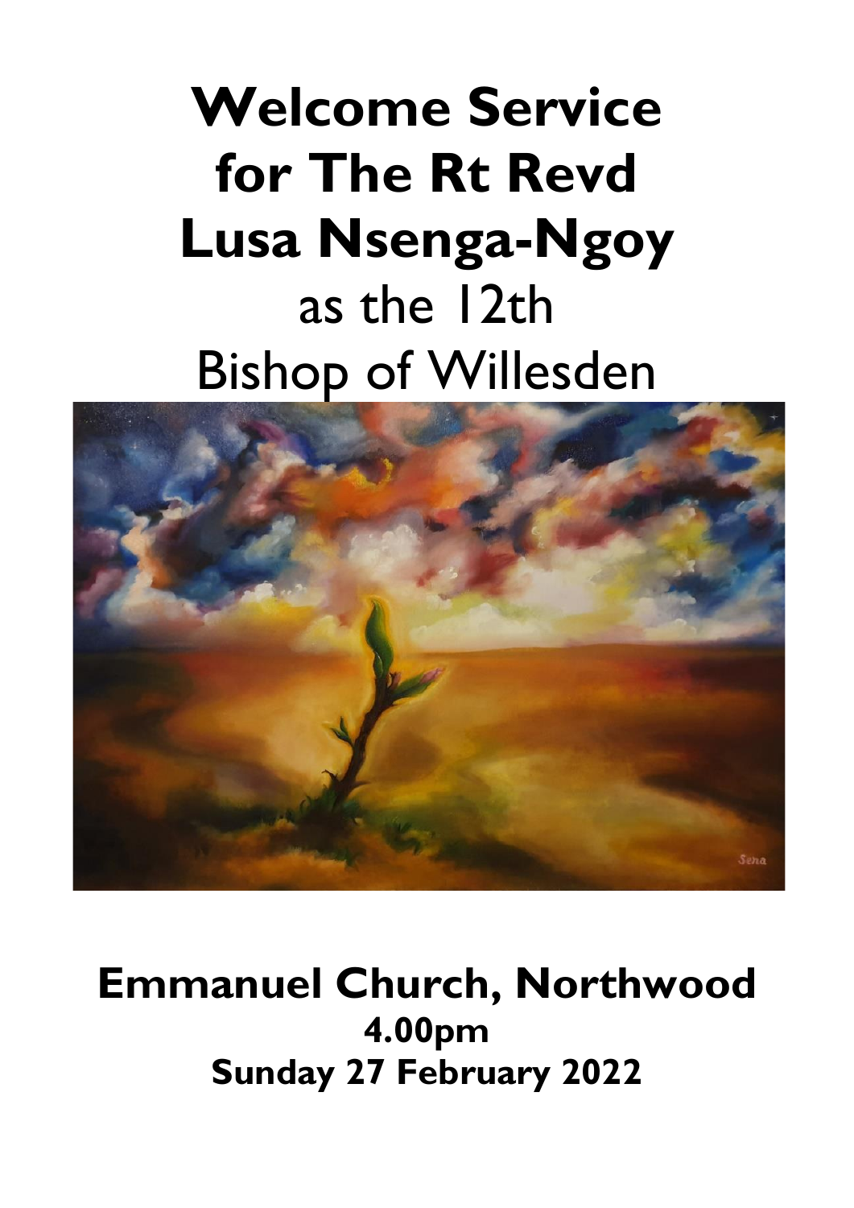# Welcome Service for The Rt Revd Lusa Nsenga-Ngoy

as the 12th
Bishop of Willesden

**Emmanuel Church, Northwood**
**4.00pm**
**Sunday 27 February 2022**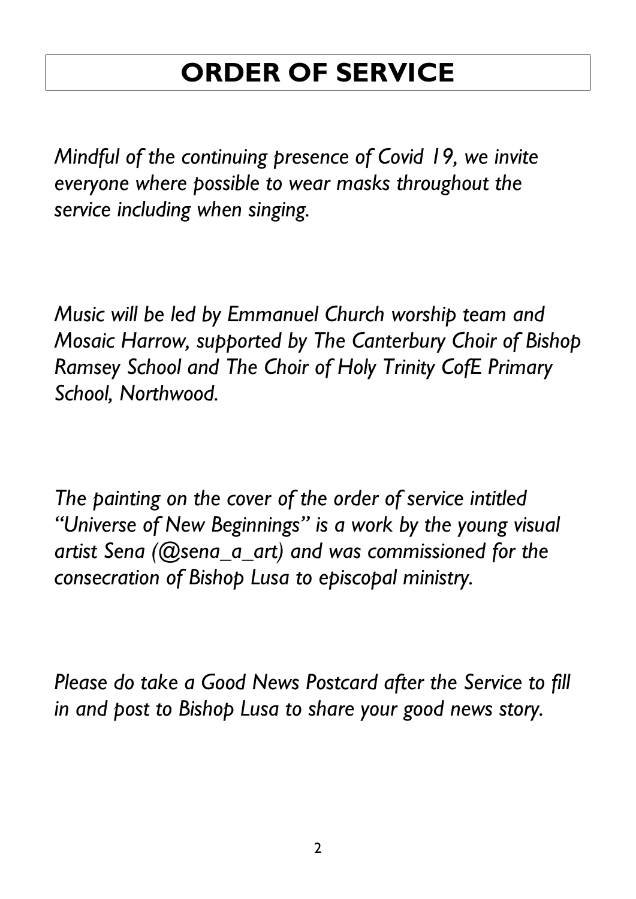# ORDER OF SERVICE

*Mindful of the continuing presence of Covid 19, we invite everyone where possible to wear masks throughout the service including when singing.*

*Music will be led by Emmanuel Church worship team and Mosaic Harrow, supported by The Canterbury Choir of Bishop Ramsey School and The Choir of Holy Trinity CofE Primary School, Northwood.*

*The painting on the cover of the order of service intitled "Universe of New Beginnings" is a work by the young visual artist Sena (@sena_a_art) and was commissioned for the consecration of Bishop Lusa to episcopal ministry.*

*Please do take a Good News Postcard after the Service to fill in and post to Bishop Lusa to share your good news story.*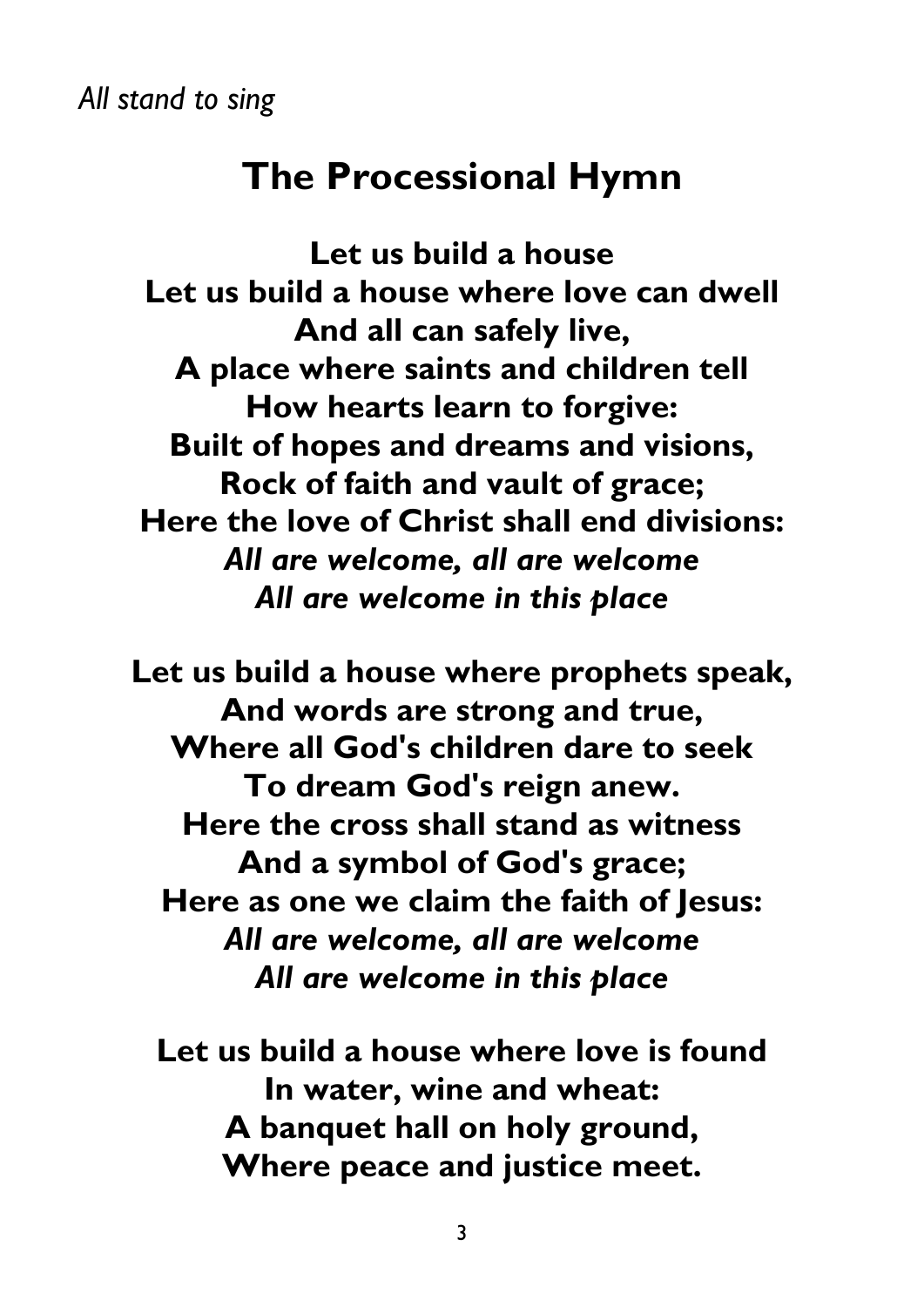*All stand to sing*

# The Processional Hymn

**Let us build a house**
**Let us build a house where love can dwell**
**And all can safely live,**
**A place where saints and children tell**
**How hearts learn to forgive:**
**Built of hopes and dreams and visions,**
**Rock of faith and vault of grace;**
**Here the love of Christ shall end divisions:**
***All are welcome, all are welcome***
***All are welcome in this place***

**Let us build a house where prophets speak,**
**And words are strong and true,**
**Where all God's children dare to seek**
**To dream God's reign anew.**
**Here the cross shall stand as witness**
**And a symbol of God's grace;**
**Here as one we claim the faith of Jesus:**
***All are welcome, all are welcome***
***All are welcome in this place***

**Let us build a house where love is found**
**In water, wine and wheat:**
**A banquet hall on holy ground,**
**Where peace and justice meet.**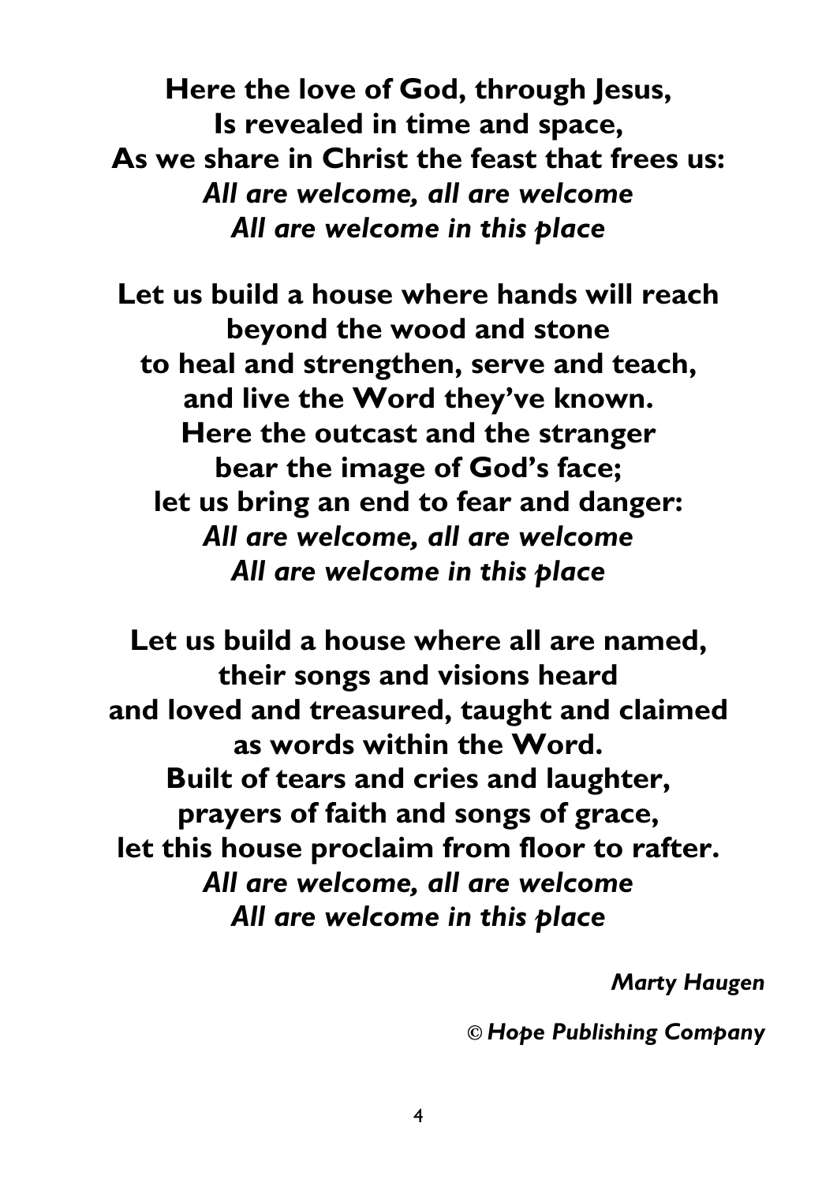**Here the love of God, through Jesus,**
**Is revealed in time and space,**
**As we share in Christ the feast that frees us:**
***All are welcome, all are welcome***
***All are welcome in this place***

**Let us build a house where hands will reach**
**beyond the wood and stone**
**to heal and strengthen, serve and teach,**
**and live the Word they've known.**
**Here the outcast and the stranger**
**bear the image of God's face;**
**let us bring an end to fear and danger:**
***All are welcome, all are welcome***
***All are welcome in this place***

**Let us build a house where all are named,**
**their songs and visions heard**
**and loved and treasured, taught and claimed**
**as words within the Word.**
**Built of tears and cries and laughter,**
**prayers of faith and songs of grace,**
**let this house proclaim from floor to rafter.**
***All are welcome, all are welcome***
***All are welcome in this place***

*Marty Haugen*

*© Hope Publishing Company*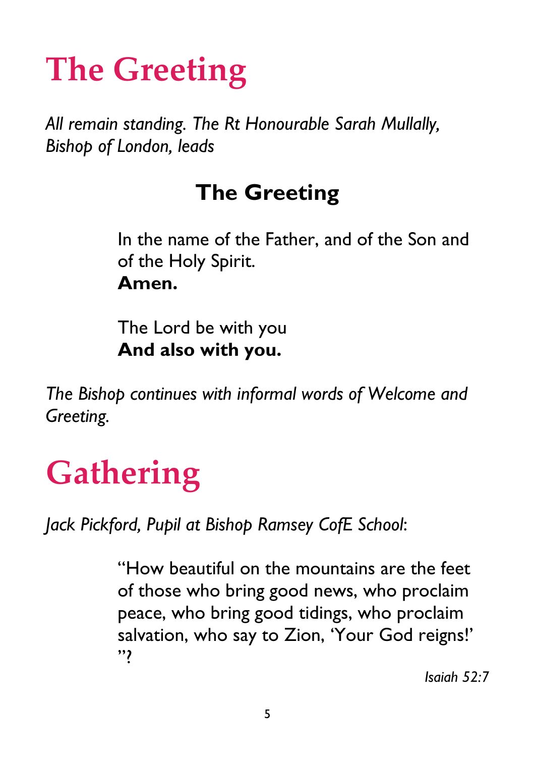# The Greeting

*All remain standing. The Rt Honourable Sarah Mullally, Bishop of London, leads*

## The Greeting

In the name of the Father, and of the Son and of the Holy Spirit.
**Amen.**

The Lord be with you
**And also with you.**

*The Bishop continues with informal words of Welcome and Greeting.*

# Gathering

*Jack Pickford, Pupil at Bishop Ramsey CofE School*:

"How beautiful on the mountains are the feet of those who bring good news, who proclaim peace, who bring good tidings, who proclaim salvation, who say to Zion, 'Your God reigns!' "?

*Isaiah 52:7*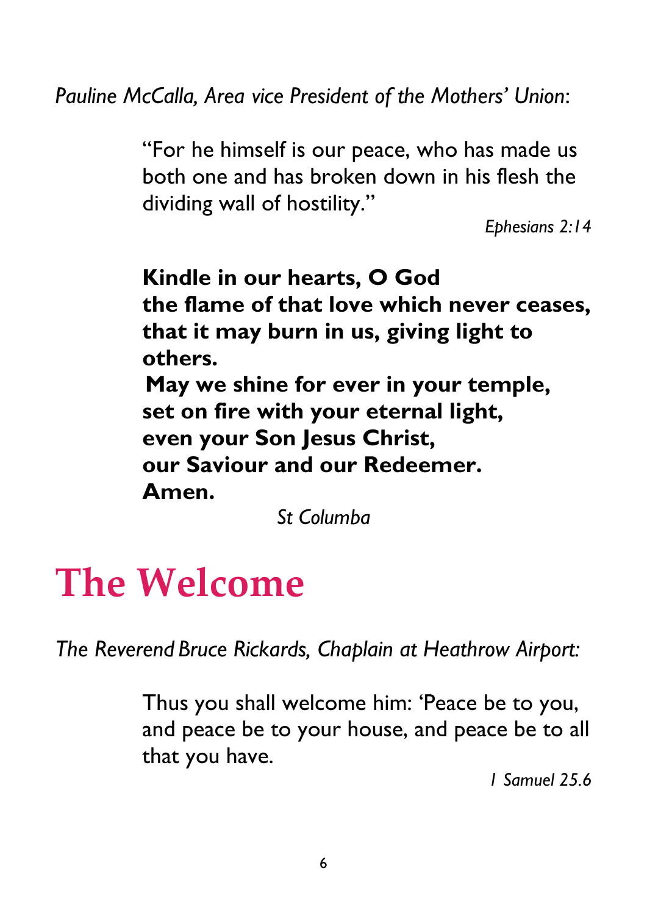*Pauline McCalla, Area vice President of the Mothers' Union*:

> "For he himself is our peace, who has made us both one and has broken down in his flesh the dividing wall of hostility."
>
> *Ephesians 2:14*

**Kindle in our hearts, O God**
**the flame of that love which never ceases,**
**that it may burn in us, giving light to others.**
**May we shine for ever in your temple,**
**set on fire with your eternal light,**
**even your Son Jesus Christ,**
**our Saviour and our Redeemer.**
**Amen.**

*St Columba*

# The Welcome

*The Reverend Bruce Rickards, Chaplain at Heathrow Airport:*

> Thus you shall welcome him: 'Peace be to you, and peace be to your house, and peace be to all that you have.
>
> *1 Samuel 25.6*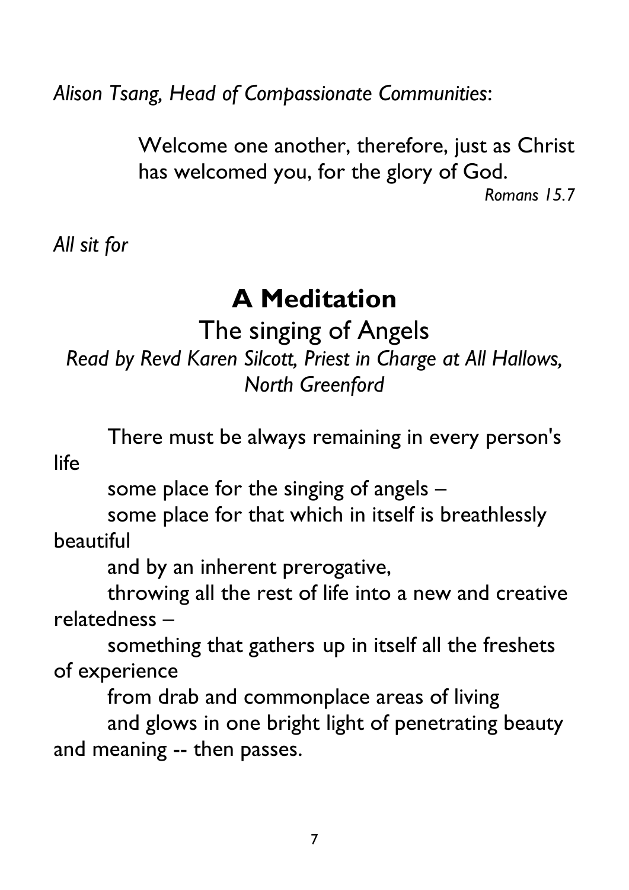*Alison Tsang, Head of Compassionate Communities*:

> Welcome one another, therefore, just as Christ has welcomed you, for the glory of God.
>
> *Romans 15.7*

*All sit for*

## A Meditation

### The singing of Angels

*Read by Revd Karen Silcott, Priest in Charge at All Hallows, North Greenford*

There must be always remaining in every person's life
some place for the singing of angels –
some place for that which in itself is breathlessly beautiful
and by an inherent prerogative,
throwing all the rest of life into a new and creative relatedness –
something that gathers up in itself all the freshets of experience
from drab and commonplace areas of living
and glows in one bright light of penetrating beauty and meaning -- then passes.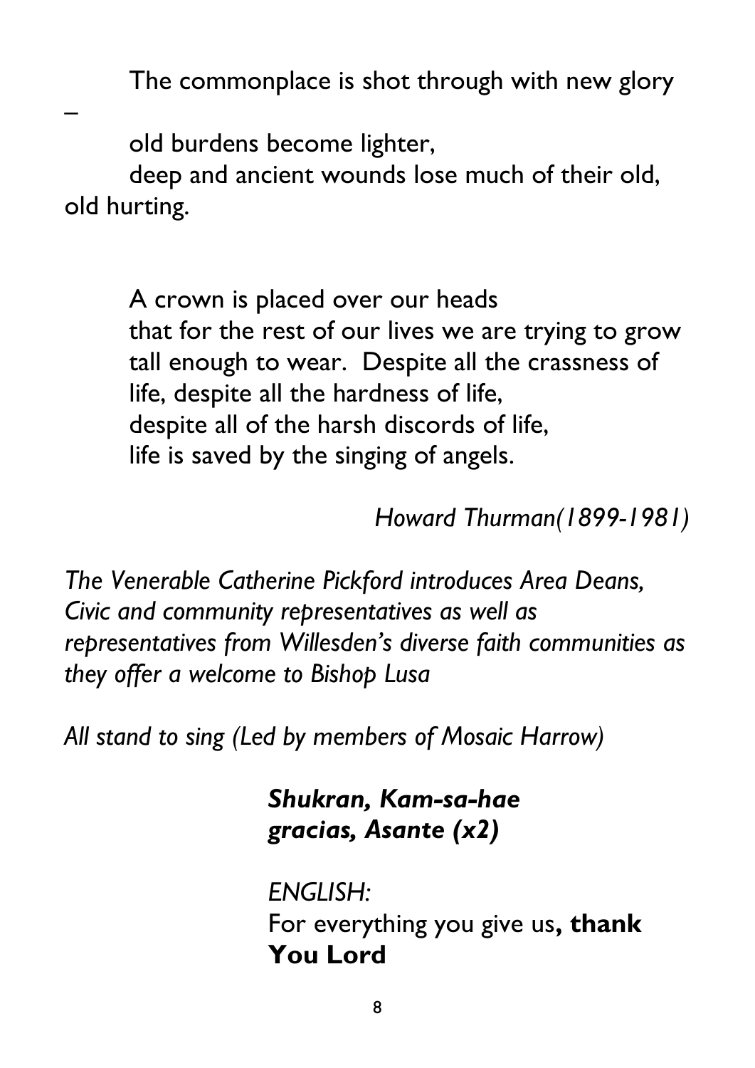The commonplace is shot through with new glory
–
old burdens become lighter,
deep and ancient wounds lose much of their old, old hurting.

A crown is placed over our heads
that for the rest of our lives we are trying to grow tall enough to wear. Despite all the crassness of life, despite all the hardness of life,
despite all of the harsh discords of life,
life is saved by the singing of angels.

*Howard Thurman(1899-1981)*

*The Venerable Catherine Pickford introduces Area Deans, Civic and community representatives as well as representatives from Willesden's diverse faith communities as they offer a welcome to Bishop Lusa*

*All stand to sing (Led by members of Mosaic Harrow)*

***Shukran, Kam-sa-hae***
***gracias, Asante (x2)***

*ENGLISH:*
For everything you give us**, thank You Lord**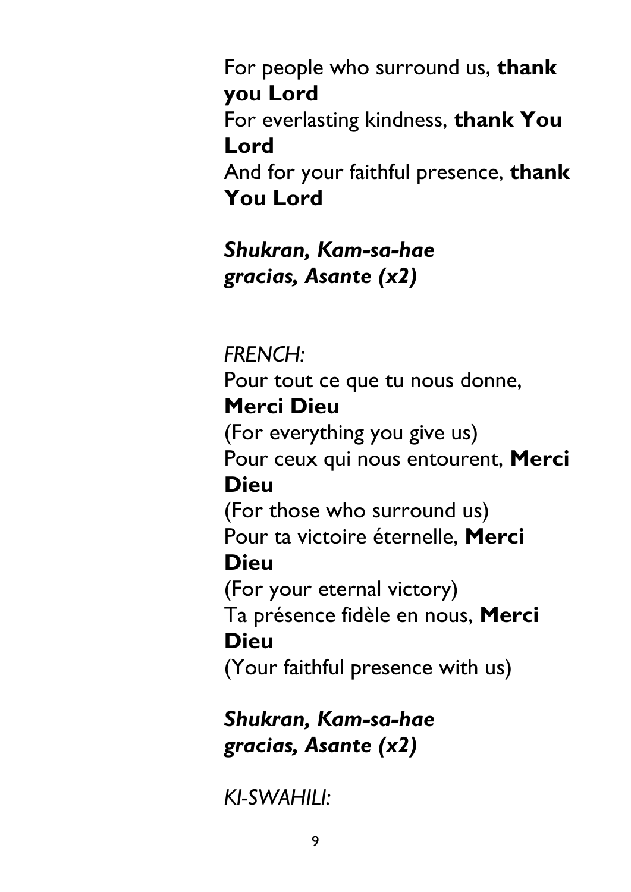For people who surround us, **thank you Lord**
For everlasting kindness, **thank You Lord**
And for your faithful presence, **thank You Lord**

***Shukran, Kam-sa-hae***
***gracias, Asante (x2)***

*FRENCH:*
Pour tout ce que tu nous donne, **Merci Dieu**
(For everything you give us)
Pour ceux qui nous entourent, **Merci Dieu**
(For those who surround us)
Pour ta victoire éternelle, **Merci Dieu**
(For your eternal victory)
Ta présence fidèle en nous, **Merci Dieu**
(Your faithful presence with us)

***Shukran, Kam-sa-hae***
***gracias, Asante (x2)***

*KI-SWAHILI:*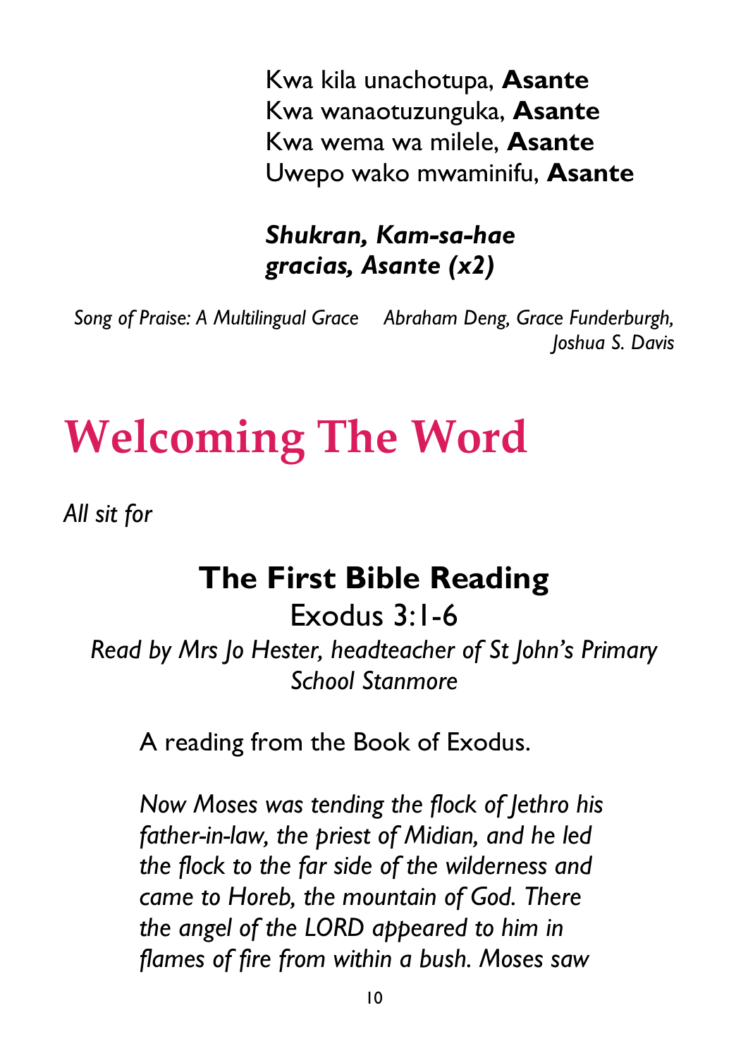Kwa kila unachotupa, **Asante**
Kwa wanaotuzunguka, **Asante**
Kwa wema wa milele, **Asante**
Uwepo wako mwaminifu, **Asante**

***Shukran, Kam-sa-hae***
***gracias, Asante (x2)***

*Song of Praise: A Multilingual Grace* *Abraham Deng, Grace Funderburgh, Joshua S. Davis*

# Welcoming The Word

*All sit for*

## The First Bible Reading

Exodus 3:1-6

*Read by Mrs Jo Hester, headteacher of St John's Primary School Stanmore*

A reading from the Book of Exodus.

*Now Moses was tending the flock of Jethro his father-in-law, the priest of Midian, and he led the flock to the far side of the wilderness and came to Horeb, the mountain of God. There the angel of the LORD appeared to him in flames of fire from within a bush. Moses saw*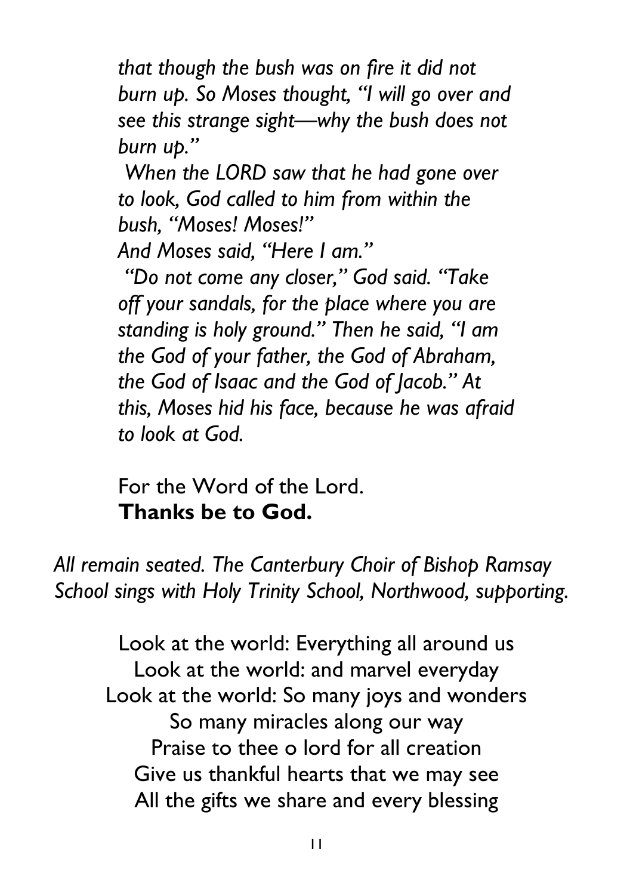*that though the bush was on fire it did not burn up. So Moses thought, "I will go over and see this strange sight—why the bush does not burn up."*

*When the LORD saw that he had gone over to look, God called to him from within the bush, "Moses! Moses!"*

*And Moses said, "Here I am."*

*"Do not come any closer," God said. "Take off your sandals, for the place where you are standing is holy ground." Then he said, "I am the God of your father, the God of Abraham, the God of Isaac and the God of Jacob." At this, Moses hid his face, because he was afraid to look at God.*

For the Word of the Lord.
**Thanks be to God.**

*All remain seated. The Canterbury Choir of Bishop Ramsay School sings with Holy Trinity School, Northwood, supporting.*

Look at the world: Everything all around us
Look at the world: and marvel everyday
Look at the world: So many joys and wonders
So many miracles along our way
Praise to thee o lord for all creation
Give us thankful hearts that we may see
All the gifts we share and every blessing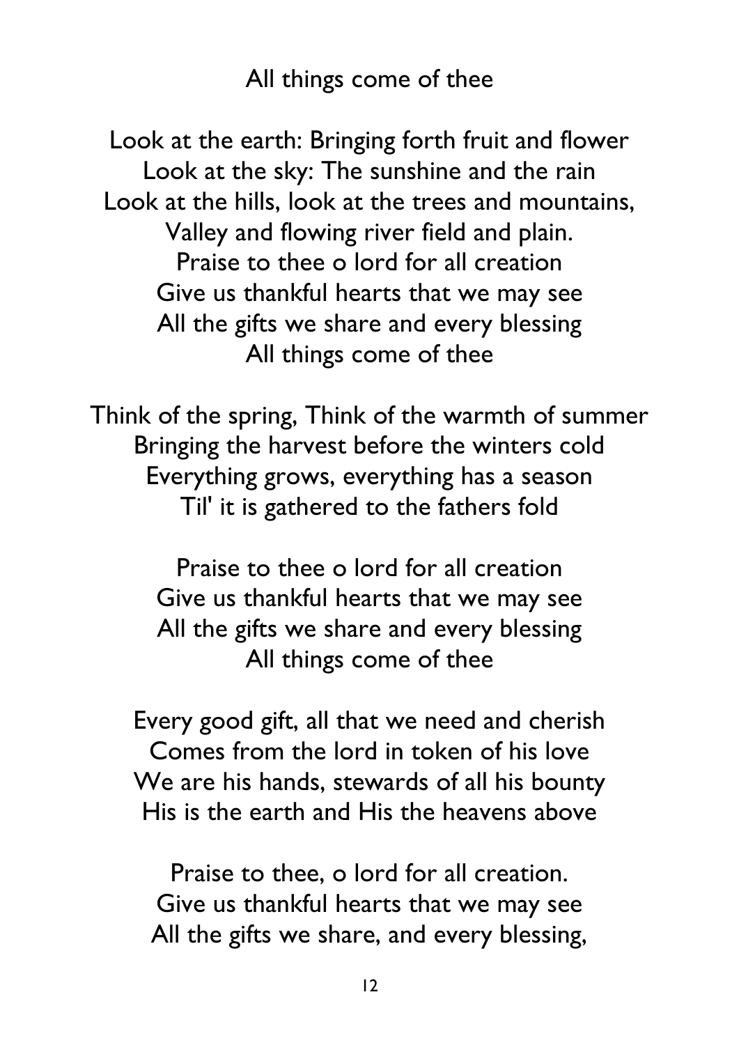## All things come of thee

Look at the earth: Bringing forth fruit and flower
Look at the sky: The sunshine and the rain
Look at the hills, look at the trees and mountains,
Valley and flowing river field and plain.
Praise to thee o lord for all creation
Give us thankful hearts that we may see
All the gifts we share and every blessing
All things come of thee

Think of the spring, Think of the warmth of summer
Bringing the harvest before the winters cold
Everything grows, everything has a season
Til' it is gathered to the fathers fold

Praise to thee o lord for all creation
Give us thankful hearts that we may see
All the gifts we share and every blessing
All things come of thee

Every good gift, all that we need and cherish
Comes from the lord in token of his love
We are his hands, stewards of all his bounty
His is the earth and His the heavens above

Praise to thee, o lord for all creation.
Give us thankful hearts that we may see
All the gifts we share, and every blessing,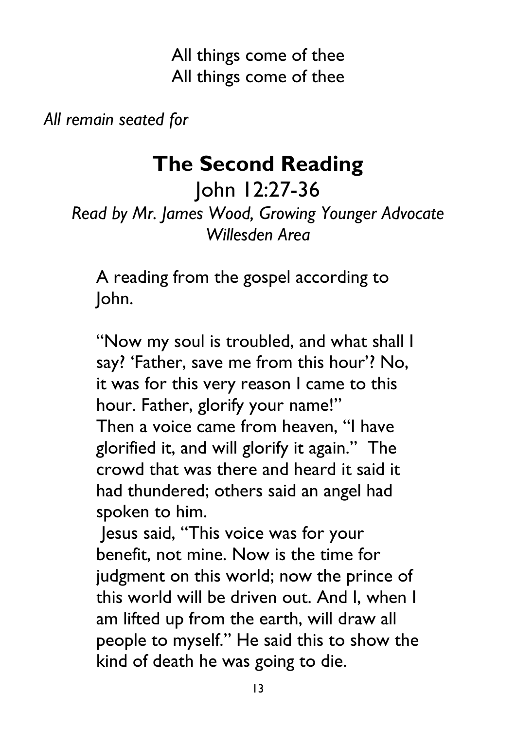All things come of thee
All things come of thee

*All remain seated for*

## The Second Reading

John 12:27-36

*Read by Mr. James Wood, Growing Younger Advocate Willesden Area*

A reading from the gospel according to John.

"Now my soul is troubled, and what shall I say? 'Father, save me from this hour'? No, it was for this very reason I came to this hour. Father, glorify your name!"
Then a voice came from heaven, "I have glorified it, and will glorify it again." The crowd that was there and heard it said it had thundered; others said an angel had spoken to him.
Jesus said, "This voice was for your benefit, not mine. Now is the time for judgment on this world; now the prince of this world will be driven out. And I, when I am lifted up from the earth, will draw all people to myself." He said this to show the kind of death he was going to die.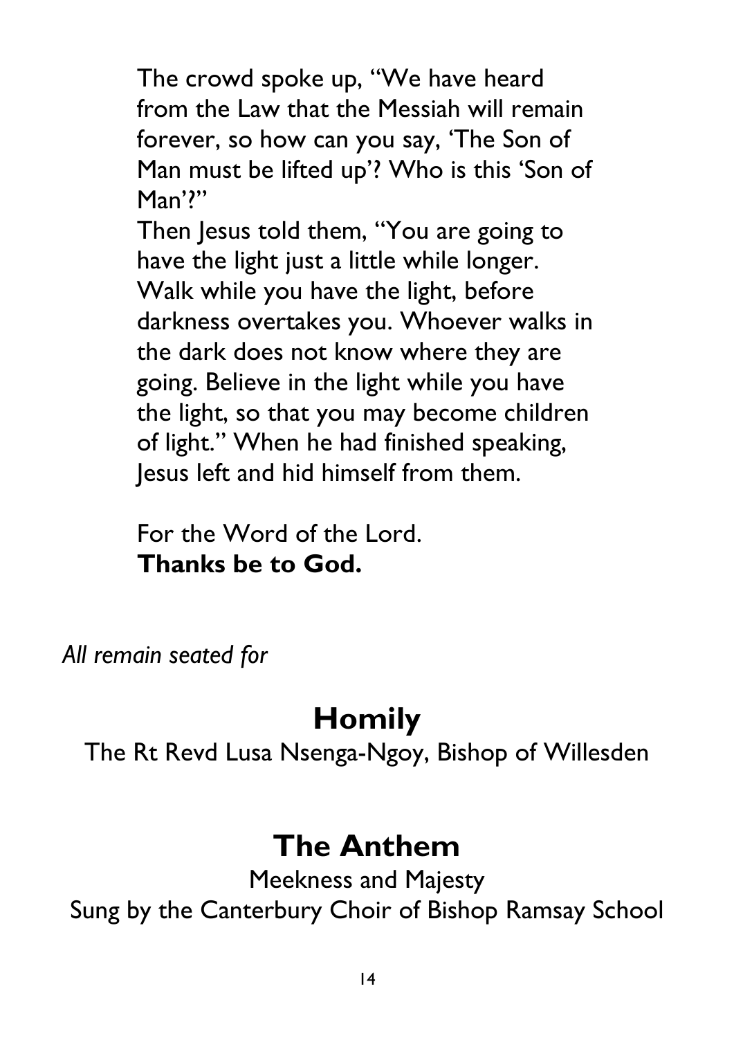The crowd spoke up, "We have heard from the Law that the Messiah will remain forever, so how can you say, 'The Son of Man must be lifted up'? Who is this 'Son of Man'?"
Then Jesus told them, "You are going to have the light just a little while longer. Walk while you have the light, before darkness overtakes you. Whoever walks in the dark does not know where they are going. Believe in the light while you have the light, so that you may become children of light." When he had finished speaking, Jesus left and hid himself from them.

For the Word of the Lord.
**Thanks be to God.**

*All remain seated for*

## Homily

The Rt Revd Lusa Nsenga-Ngoy, Bishop of Willesden

## The Anthem

Meekness and Majesty
Sung by the Canterbury Choir of Bishop Ramsay School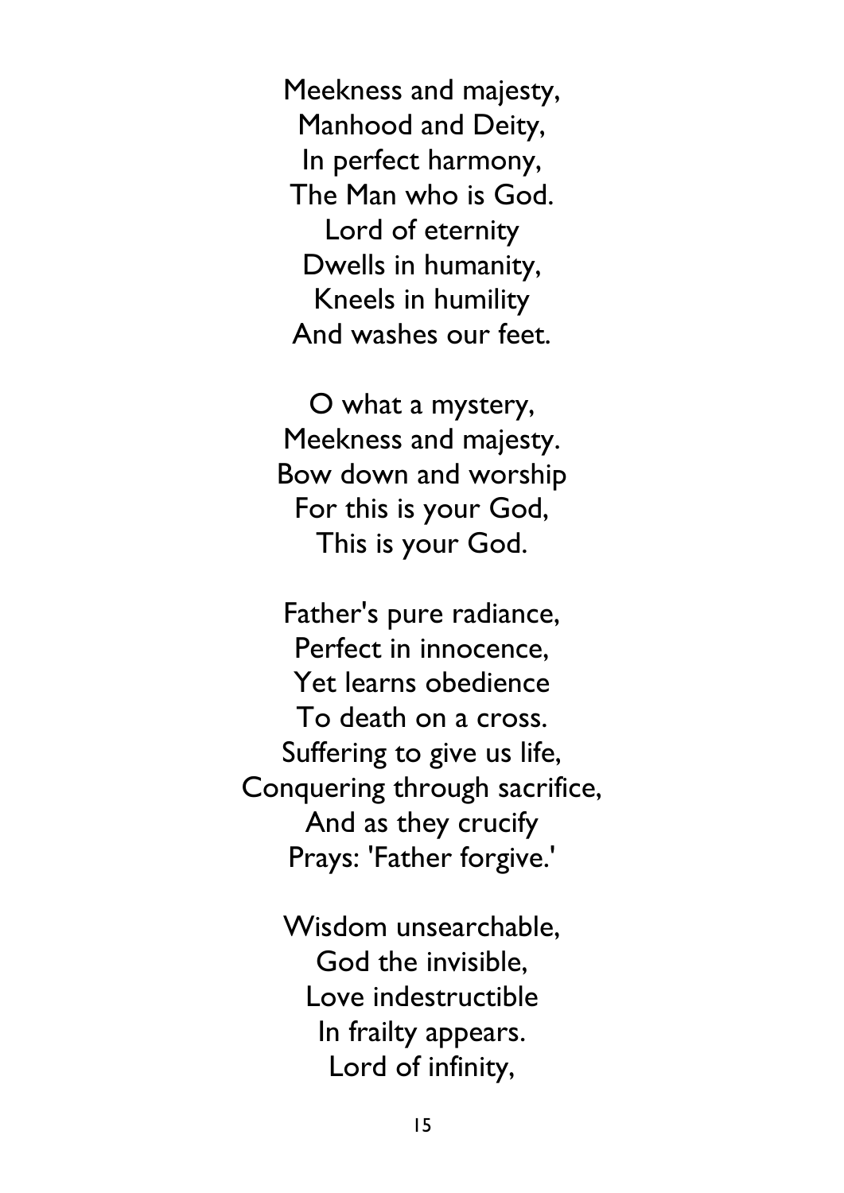Meekness and majesty,
Manhood and Deity,
In perfect harmony,
The Man who is God.
Lord of eternity
Dwells in humanity,
Kneels in humility
And washes our feet.

O what a mystery,
Meekness and majesty.
Bow down and worship
For this is your God,
This is your God.

Father's pure radiance,
Perfect in innocence,
Yet learns obedience
To death on a cross.
Suffering to give us life,
Conquering through sacrifice,
And as they crucify
Prays: 'Father forgive.'

Wisdom unsearchable,
God the invisible,
Love indestructible
In frailty appears.
Lord of infinity,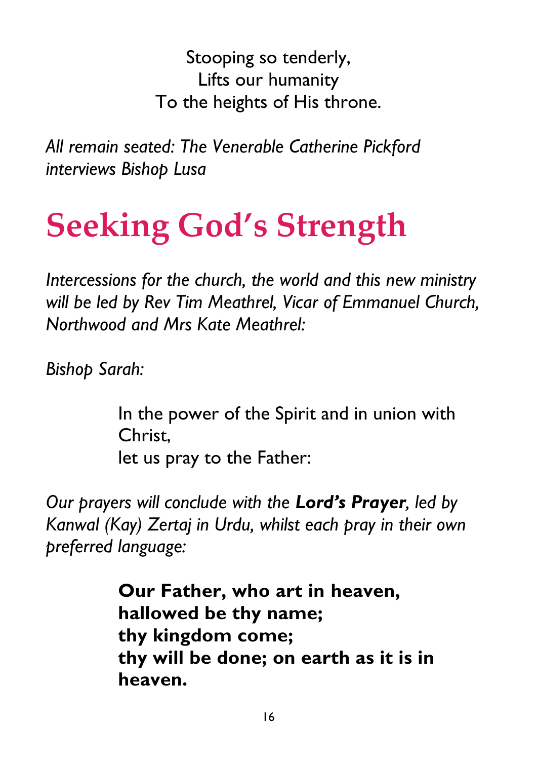Stooping so tenderly,
Lifts our humanity
To the heights of His throne.

*All remain seated: The Venerable Catherine Pickford interviews Bishop Lusa*

# Seeking God's Strength

*Intercessions for the church, the world and this new ministry will be led by Rev Tim Meathrel, Vicar of Emmanuel Church, Northwood and Mrs Kate Meathrel:*

*Bishop Sarah:*

In the power of the Spirit and in union with Christ,
let us pray to the Father:

*Our prayers will conclude with the* ***Lord's Prayer****, led by Kanwal (Kay) Zertaj in Urdu, whilst each pray in their own preferred language:*

**Our Father, who art in heaven,**
**hallowed be thy name;**
**thy kingdom come;**
**thy will be done; on earth as it is in heaven.**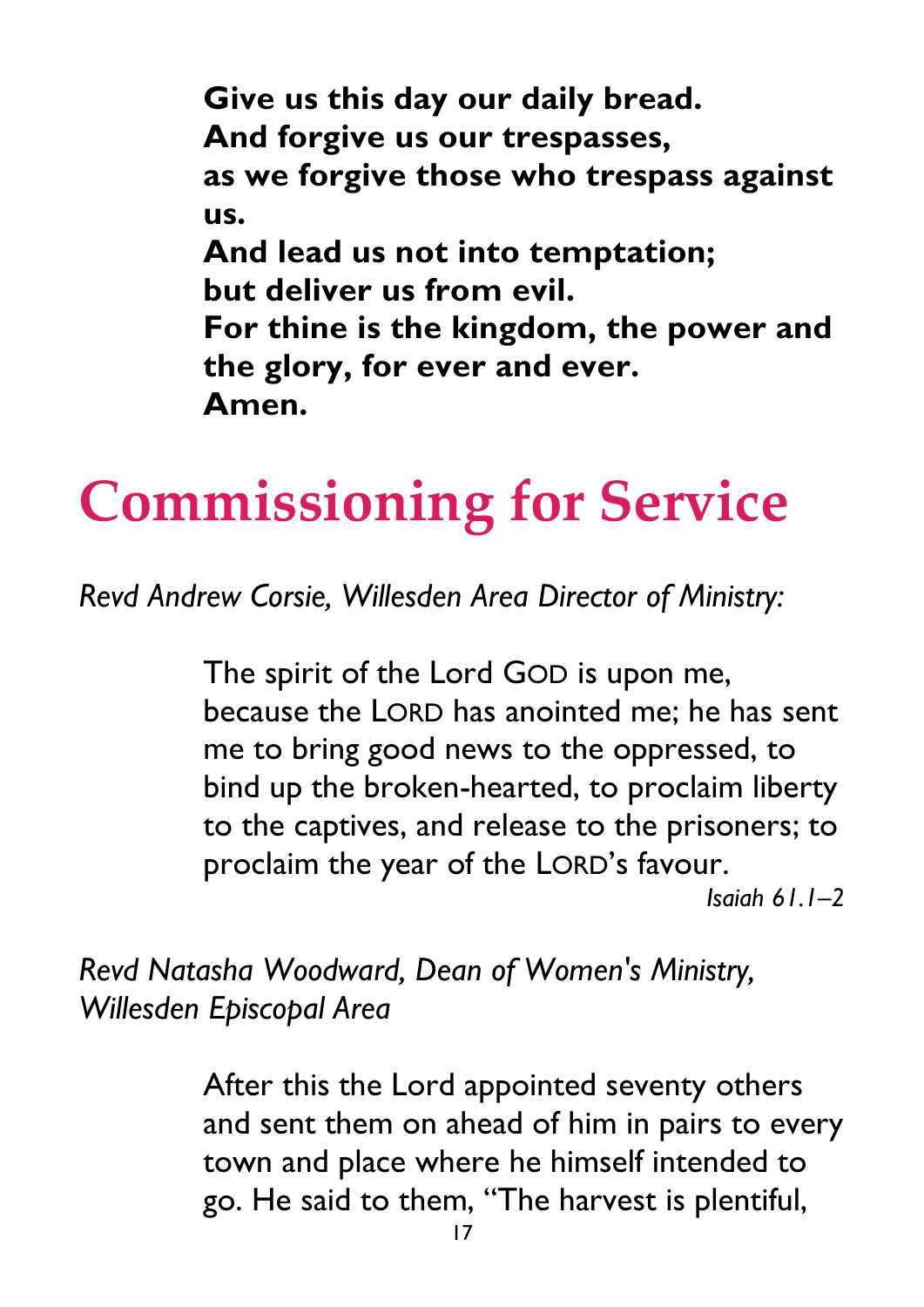**Give us this day our daily bread.**
**And forgive us our trespasses,**
**as we forgive those who trespass against us.**
**And lead us not into temptation;**
**but deliver us from evil.**
**For thine is the kingdom, the power and the glory, for ever and ever.**
**Amen.**

# Commissioning for Service

*Revd Andrew Corsie, Willesden Area Director of Ministry:*

> The spirit of the Lord GOD is upon me, because the LORD has anointed me; he has sent me to bring good news to the oppressed, to bind up the broken-hearted, to proclaim liberty to the captives, and release to the prisoners; to proclaim the year of the LORD's favour.
>
> *Isaiah 61.1–2*

*Revd Natasha Woodward, Dean of Women's Ministry, Willesden Episcopal Area*

> After this the Lord appointed seventy others and sent them on ahead of him in pairs to every town and place where he himself intended to go. He said to them, "The harvest is plentiful,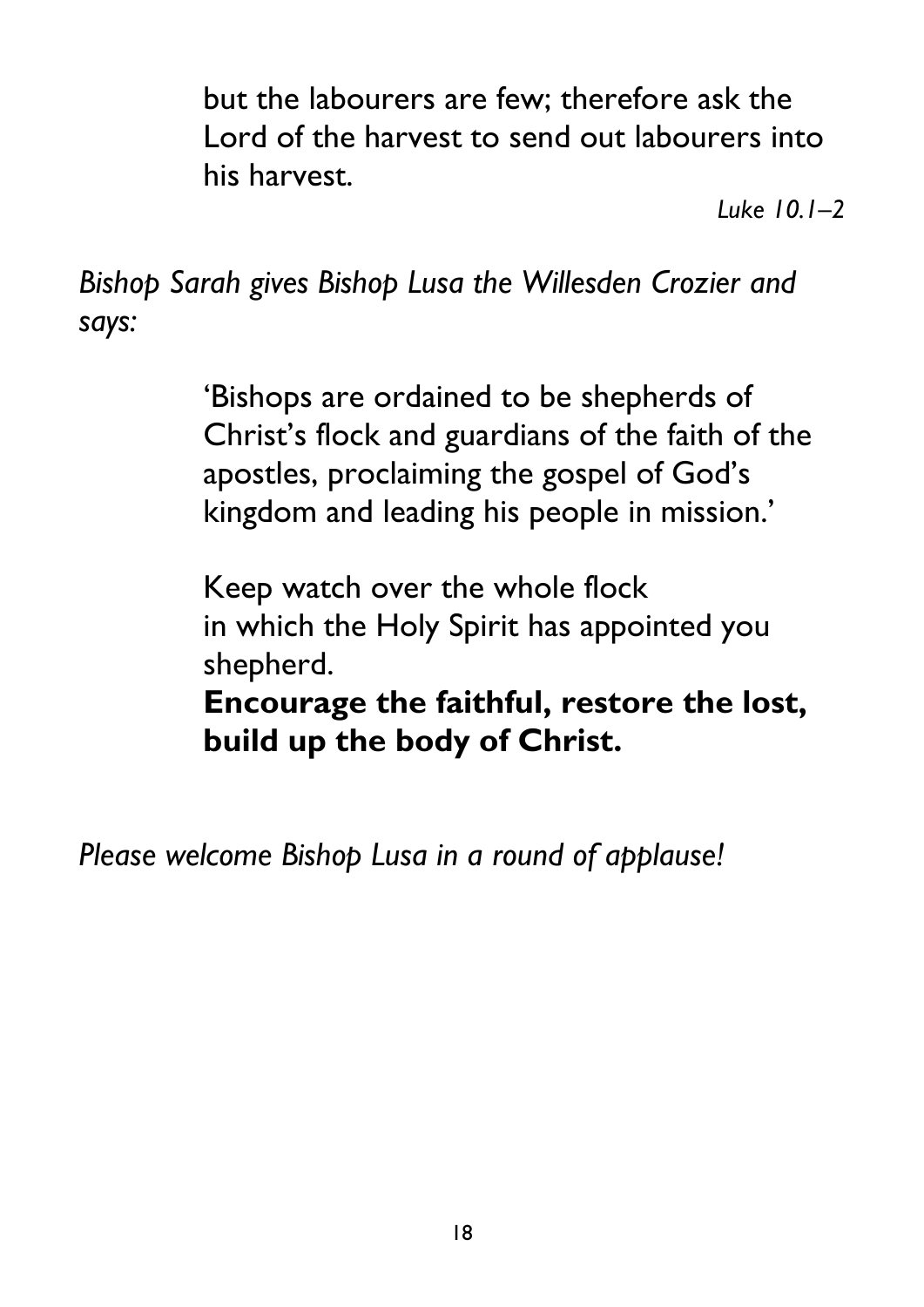but the labourers are few; therefore ask the Lord of the harvest to send out labourers into his harvest.

*Luke 10.1–2*

*Bishop Sarah gives Bishop Lusa the Willesden Crozier and says:*

'Bishops are ordained to be shepherds of Christ's flock and guardians of the faith of the apostles, proclaiming the gospel of God's kingdom and leading his people in mission.'

Keep watch over the whole flock
in which the Holy Spirit has appointed you shepherd.
**Encourage the faithful, restore the lost,**
**build up the body of Christ.**

*Please welcome Bishop Lusa in a round of applause!*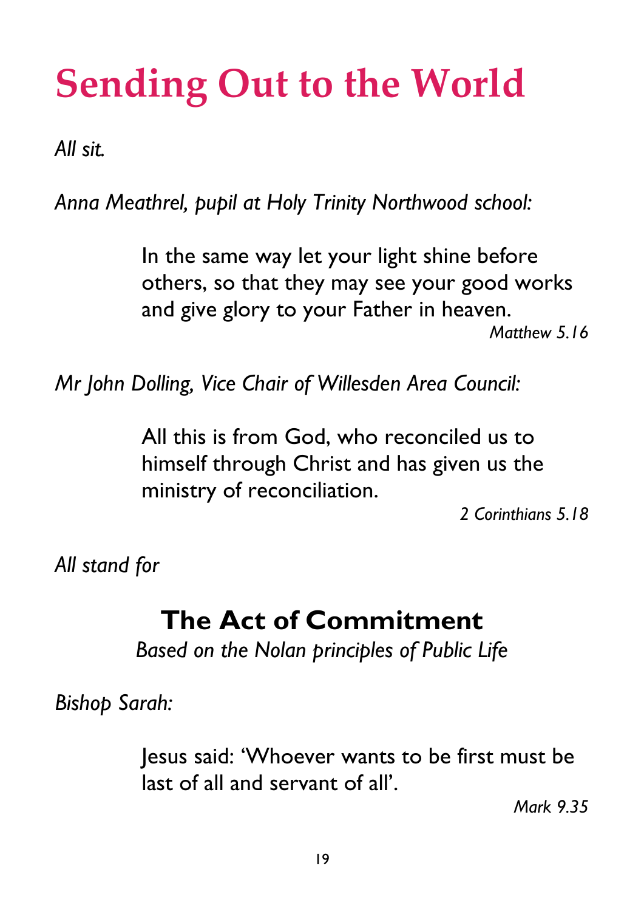# Sending Out to the World

*All sit.*

*Anna Meathrel, pupil at Holy Trinity Northwood school:*

> In the same way let your light shine before others, so that they may see your good works and give glory to your Father in heaven.
>
> *Matthew 5.16*

*Mr John Dolling, Vice Chair of Willesden Area Council:*

> All this is from God, who reconciled us to himself through Christ and has given us the ministry of reconciliation.
>
> *2 Corinthians 5.18*

*All stand for*

## The Act of Commitment

*Based on the Nolan principles of Public Life*

*Bishop Sarah:*

> Jesus said: 'Whoever wants to be first must be last of all and servant of all'.
>
> *Mark 9.35*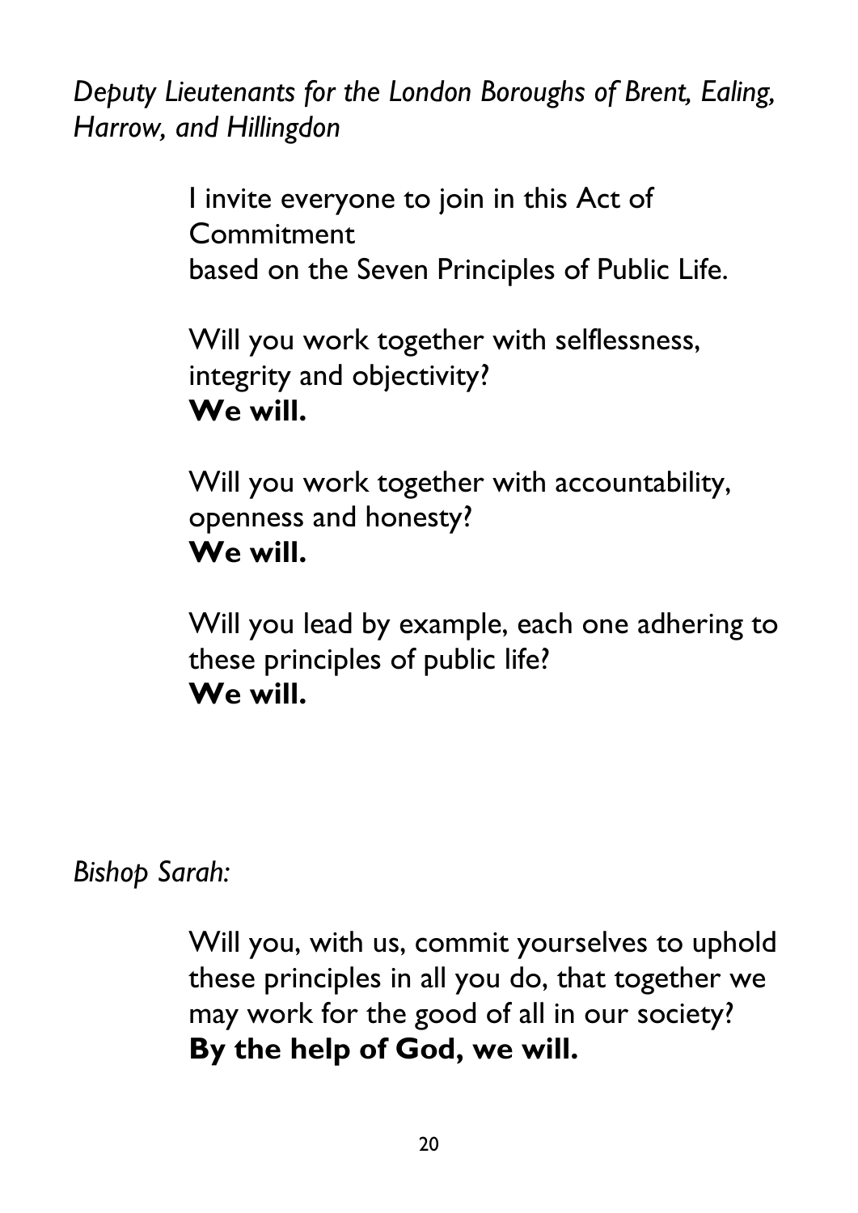*Deputy Lieutenants for the London Boroughs of Brent, Ealing, Harrow, and Hillingdon*

I invite everyone to join in this Act of Commitment
based on the Seven Principles of Public Life.

Will you work together with selflessness, integrity and objectivity?
**We will.**

Will you work together with accountability, openness and honesty?
**We will.**

Will you lead by example, each one adhering to these principles of public life?
**We will.**

*Bishop Sarah:*

Will you, with us, commit yourselves to uphold these principles in all you do, that together we may work for the good of all in our society?
**By the help of God, we will.**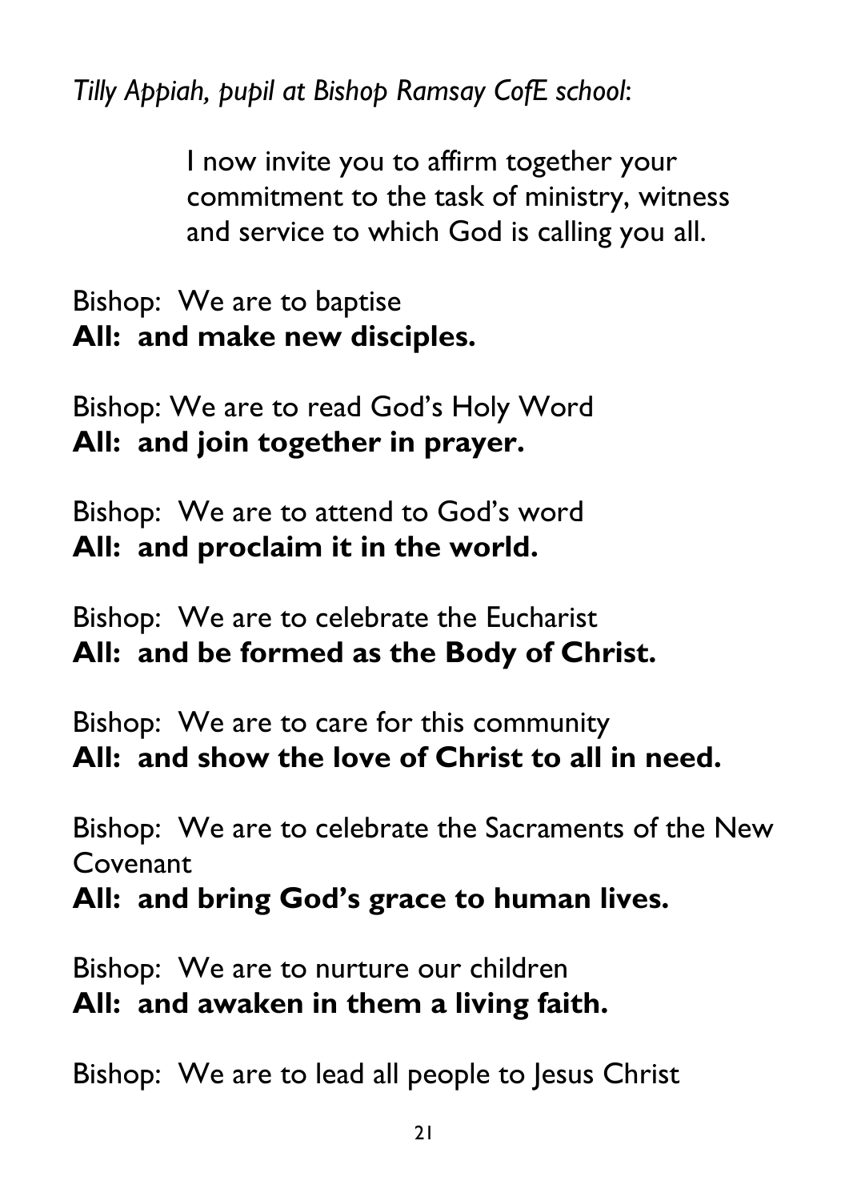*Tilly Appiah, pupil at Bishop Ramsay CofE school*:

I now invite you to affirm together your commitment to the task of ministry, witness and service to which God is calling you all.

Bishop: We are to baptise
**All: and make new disciples.**

Bishop: We are to read God's Holy Word
**All: and join together in prayer.**

Bishop: We are to attend to God's word
**All: and proclaim it in the world.**

Bishop: We are to celebrate the Eucharist
**All: and be formed as the Body of Christ.**

Bishop: We are to care for this community
**All: and show the love of Christ to all in need.**

Bishop: We are to celebrate the Sacraments of the New Covenant
**All: and bring God's grace to human lives.**

Bishop: We are to nurture our children
**All: and awaken in them a living faith.**

Bishop: We are to lead all people to Jesus Christ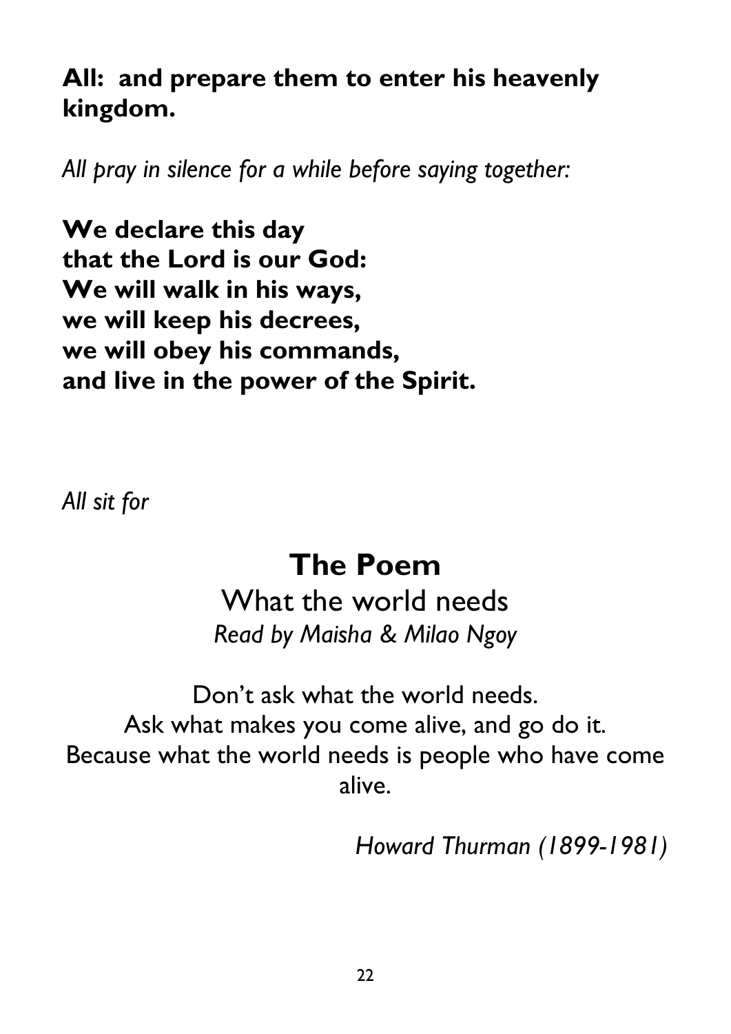**All: and prepare them to enter his heavenly kingdom.**

*All pray in silence for a while before saying together:*

**We declare this day**
**that the Lord is our God:**
**We will walk in his ways,**
**we will keep his decrees,**
**we will obey his commands,**
**and live in the power of the Spirit.**

*All sit for*

## The Poem

What the world needs

*Read by Maisha & Milao Ngoy*

Don't ask what the world needs.
Ask what makes you come alive, and go do it.
Because what the world needs is people who have come alive.

*Howard Thurman (1899-1981)*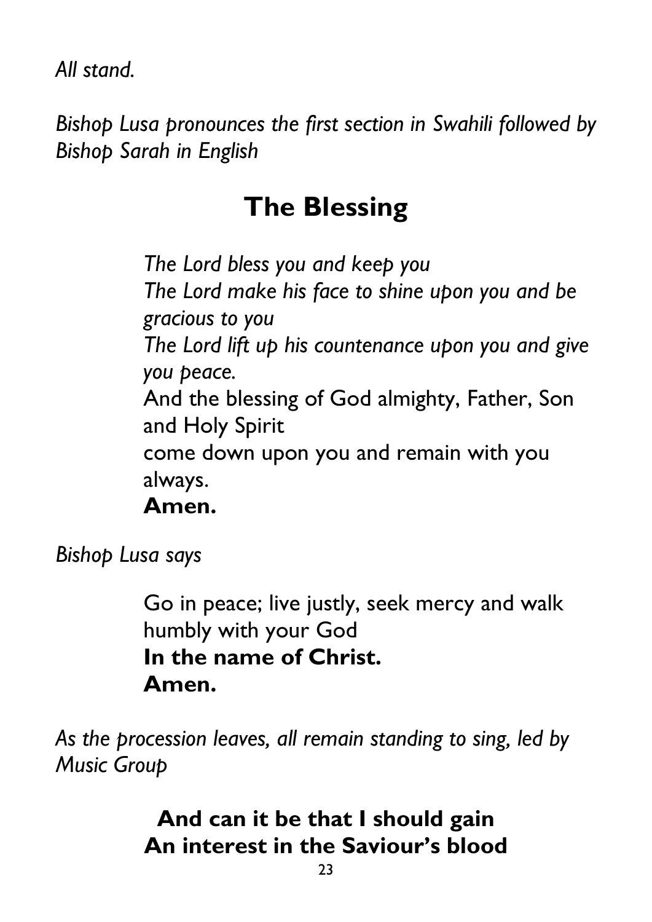*All stand.*

*Bishop Lusa pronounces the first section in Swahili followed by Bishop Sarah in English*

## The Blessing

*The Lord bless you and keep you*
*The Lord make his face to shine upon you and be gracious to you*
*The Lord lift up his countenance upon you and give you peace.*
And the blessing of God almighty, Father, Son and Holy Spirit
come down upon you and remain with you always.
**Amen.**

*Bishop Lusa says*

Go in peace; live justly, seek mercy and walk humbly with your God
**In the name of Christ.**
**Amen.**

*As the procession leaves, all remain standing to sing, led by Music Group*

**And can it be that I should gain**
**An interest in the Saviour's blood**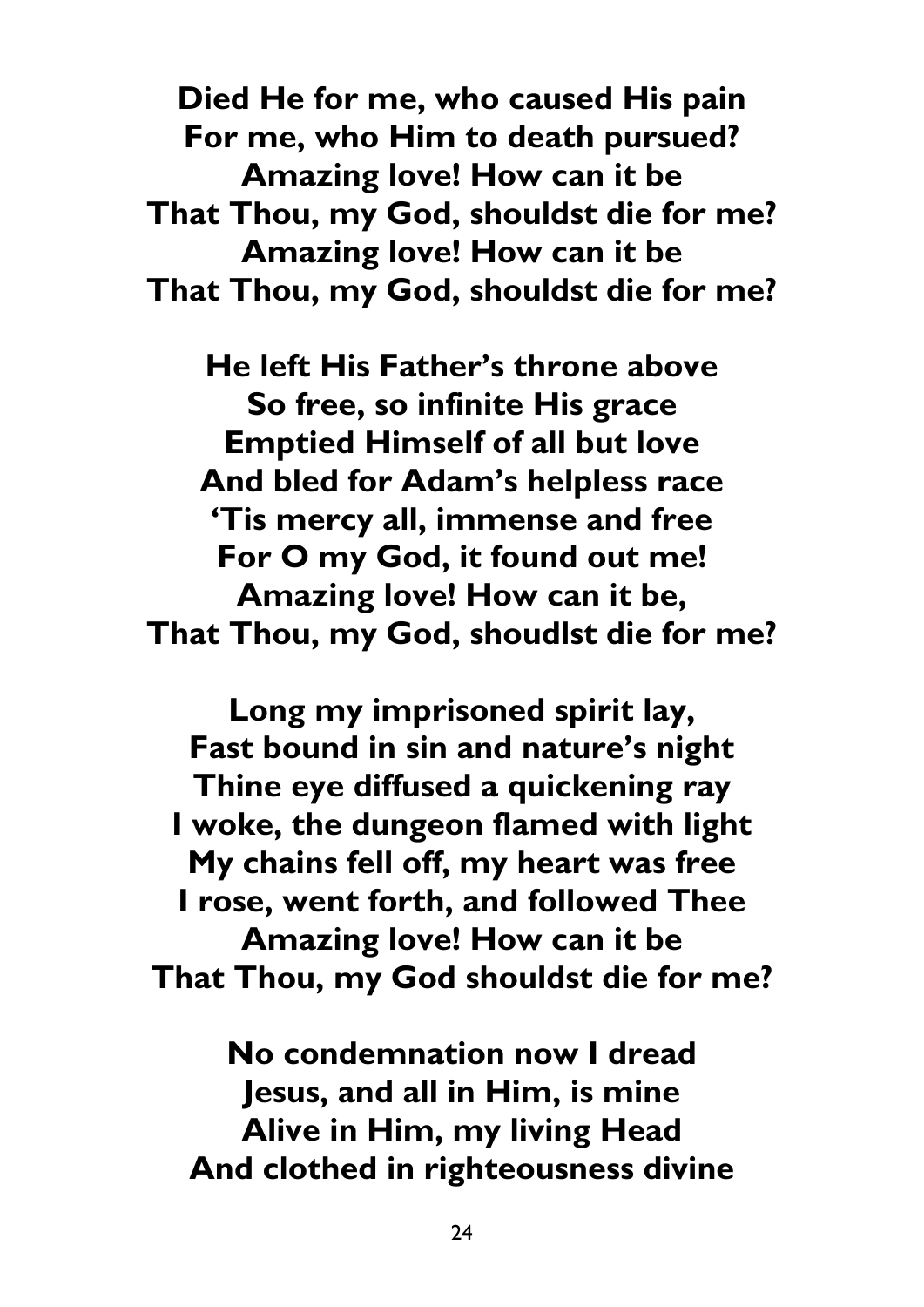**Died He for me, who caused His pain**
**For me, who Him to death pursued?**
**Amazing love! How can it be**
**That Thou, my God, shouldst die for me?**
**Amazing love! How can it be**
**That Thou, my God, shouldst die for me?**

**He left His Father's throne above**
**So free, so infinite His grace**
**Emptied Himself of all but love**
**And bled for Adam's helpless race**
**'Tis mercy all, immense and free**
**For O my God, it found out me!**
**Amazing love! How can it be,**
**That Thou, my God, shoudlst die for me?**

**Long my imprisoned spirit lay,**
**Fast bound in sin and nature's night**
**Thine eye diffused a quickening ray**
**I woke, the dungeon flamed with light**
**My chains fell off, my heart was free**
**I rose, went forth, and followed Thee**
**Amazing love! How can it be**
**That Thou, my God shouldst die for me?**

**No condemnation now I dread**
**Jesus, and all in Him, is mine**
**Alive in Him, my living Head**
**And clothed in righteousness divine**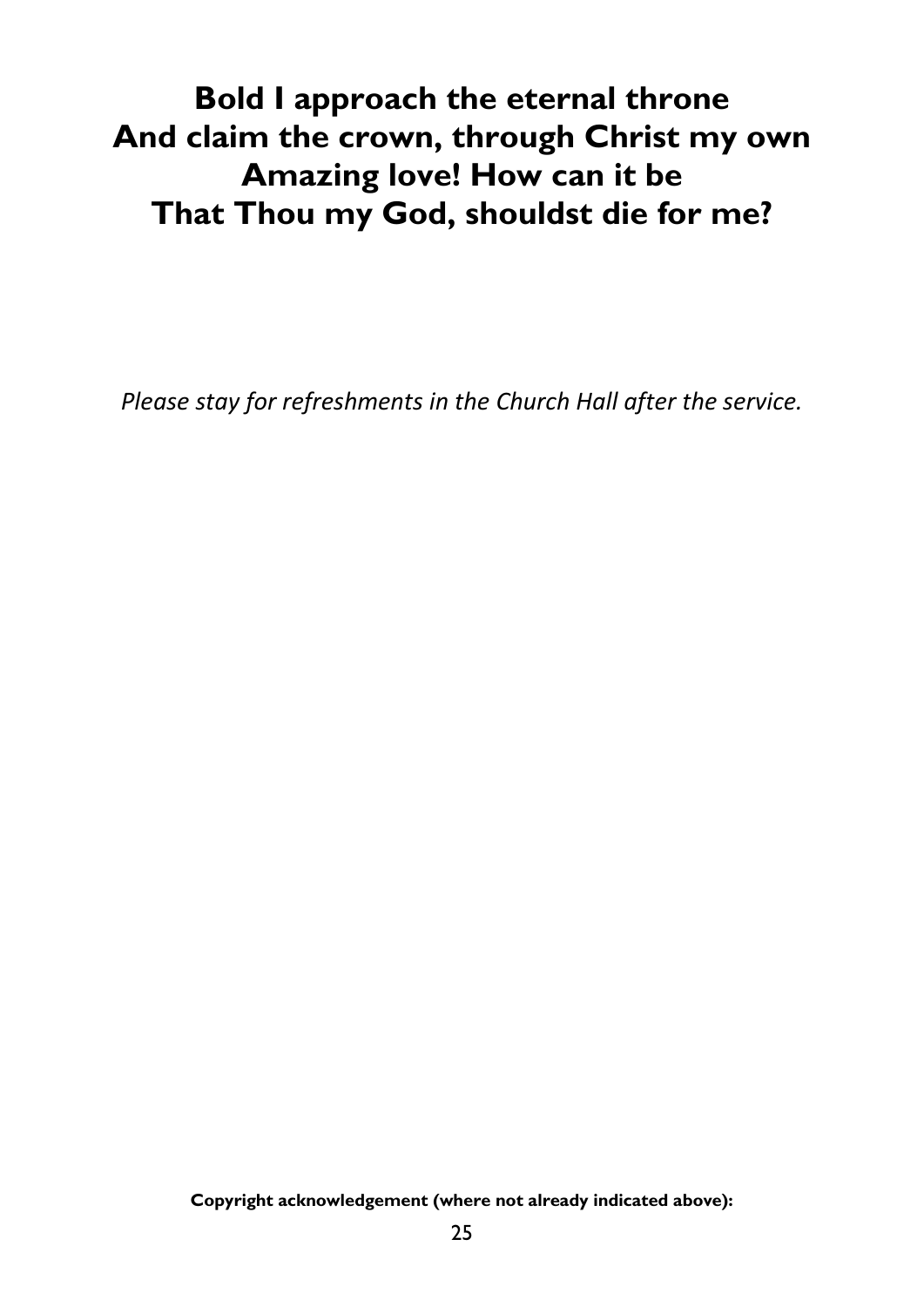**Bold I approach the eternal throne**
**And claim the crown, through Christ my own**
**Amazing love! How can it be**
**That Thou my God, shouldst die for me?**

*Please stay for refreshments in the Church Hall after the service.*

**Copyright acknowledgement (where not already indicated above):**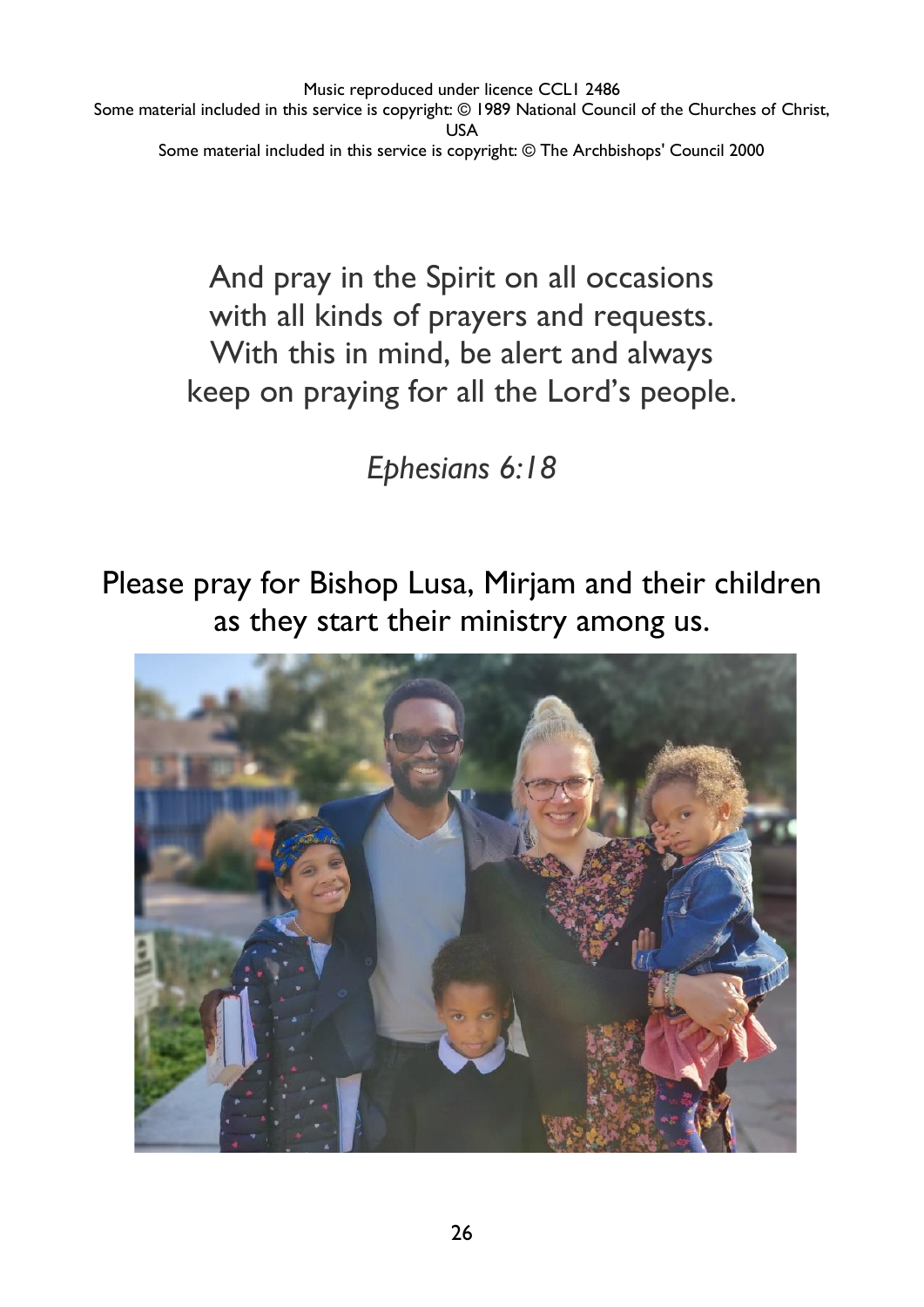Music reproduced under licence CCL1 2486
Some material included in this service is copyright: © 1989 National Council of the Churches of Christ, USA
Some material included in this service is copyright: © The Archbishops' Council 2000

And pray in the Spirit on all occasions
with all kinds of prayers and requests.
With this in mind, be alert and always
keep on praying for all the Lord's people.

*Ephesians 6:18*

Please pray for Bishop Lusa, Mirjam and their children as they start their ministry among us.